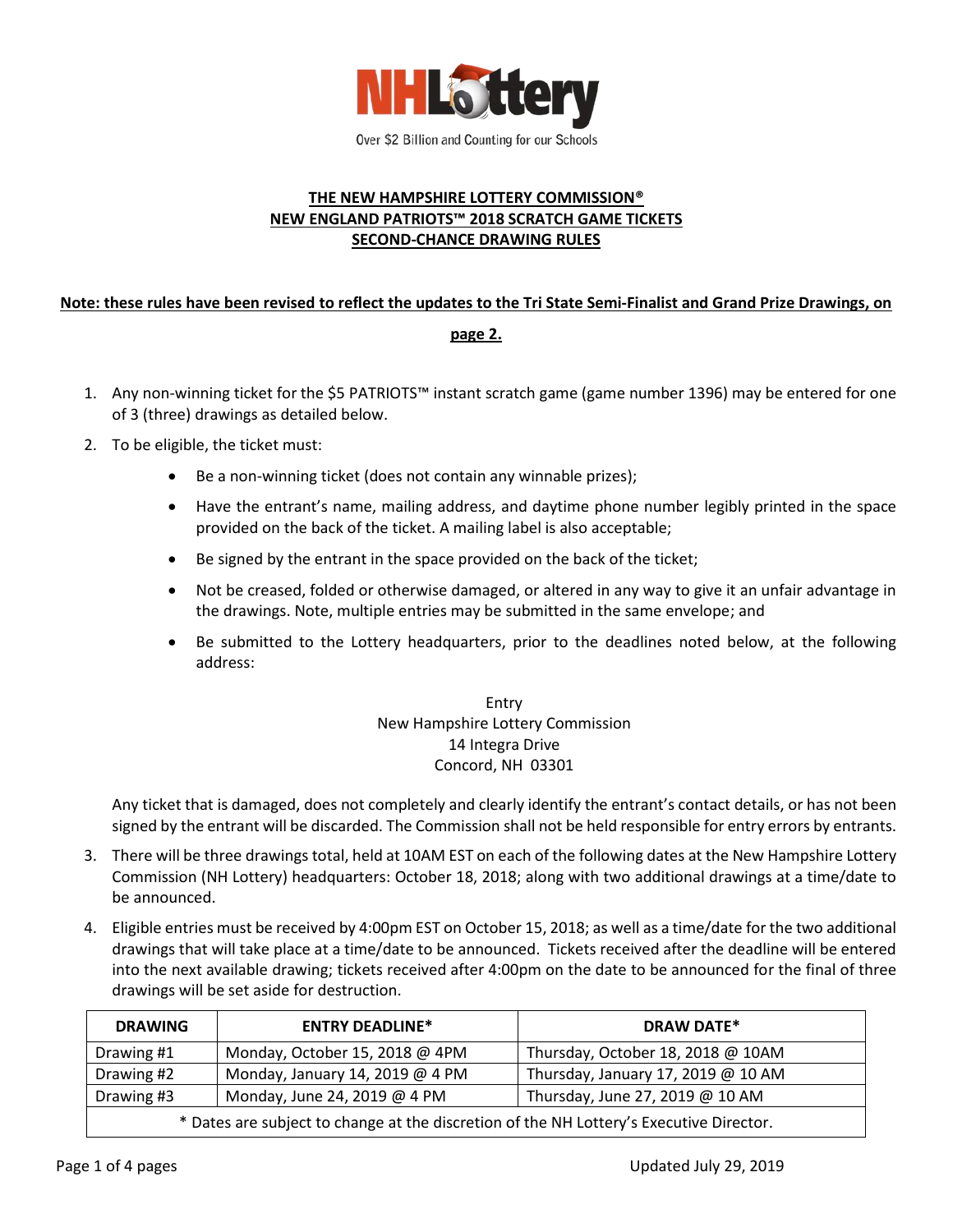NHLottery

Over $2 Billion and Counting for our Schools

# THE NEW HAMPSHIRE LOTTERY COMMISSION®
# NEW ENGLAND PATRIOTS™ 2018 SCRATCH GAME TICKETS
# SECOND-CHANCE DRAWING RULES

**Note: these rules have been revised to reflect the updates to the Tri State Semi-Finalist and Grand Prize Drawings, on page 2.**

1. Any non-winning ticket for the $5 PATRIOTS™ instant scratch game (game number 1396) may be entered for one of 3 (three) drawings as detailed below.
2. To be eligible, the ticket must:
   - Be a non-winning ticket (does not contain any winnable prizes);
   - Have the entrant's name, mailing address, and daytime phone number legibly printed in the space provided on the back of the ticket. A mailing label is also acceptable;
   - Be signed by the entrant in the space provided on the back of the ticket;
   - Not be creased, folded or otherwise damaged, or altered in any way to give it an unfair advantage in the drawings. Note, multiple entries may be submitted in the same envelope; and
   - Be submitted to the Lottery headquarters, prior to the deadlines noted below, at the following address:

     Entry
     New Hampshire Lottery Commission
     14 Integra Drive
     Concord, NH 03301

   Any ticket that is damaged, does not completely and clearly identify the entrant's contact details, or has not been signed by the entrant will be discarded. The Commission shall not be held responsible for entry errors by entrants.
3. There will be three drawings total, held at 10AM EST on each of the following dates at the New Hampshire Lottery Commission (NH Lottery) headquarters: October 18, 2018; along with two additional drawings at a time/date to be announced.
4. Eligible entries must be received by 4:00pm EST on October 15, 2018; as well as a time/date for the two additional drawings that will take place at a time/date to be announced. Tickets received after the deadline will be entered into the next available drawing; tickets received after 4:00pm on the date to be announced for the final of three drawings will be set aside for destruction.

| DRAWING | ENTRY DEADLINE* | DRAW DATE* |
| --- | --- | --- |
| Drawing #1 | Monday, October 15, 2018 @ 4PM | Thursday, October 18, 2018 @ 10AM |
| Drawing #2 | Monday, January 14, 2019 @ 4 PM | Thursday, January 17, 2019 @ 10 AM |
| Drawing #3 | Monday, June 24, 2019 @ 4 PM | Thursday, June 27, 2019 @ 10 AM |

\* Dates are subject to change at the discretion of the NH Lottery's Executive Director.

Updated July 29, 2019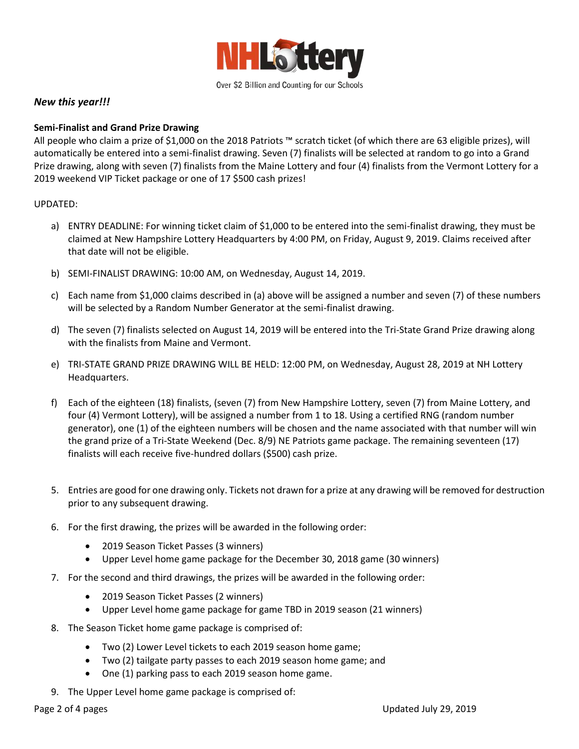*New this year!!!*

**Semi-Finalist and Grand Prize Drawing**
All people who claim a prize of $1,000 on the 2018 Patriots ™ scratch ticket (of which there are 63 eligible prizes), will automatically be entered into a semi-finalist drawing. Seven (7) finalists will be selected at random to go into a Grand Prize drawing, along with seven (7) finalists from the Maine Lottery and four (4) finalists from the Vermont Lottery for a 2019 weekend VIP Ticket package or one of 17 $500 cash prizes!

UPDATED:

a) ENTRY DEADLINE: For winning ticket claim of $1,000 to be entered into the semi-finalist drawing, they must be claimed at New Hampshire Lottery Headquarters by 4:00 PM, on Friday, August 9, 2019. Claims received after that date will not be eligible.

b) SEMI-FINALIST DRAWING: 10:00 AM, on Wednesday, August 14, 2019.

c) Each name from $1,000 claims described in (a) above will be assigned a number and seven (7) of these numbers will be selected by a Random Number Generator at the semi-finalist drawing.

d) The seven (7) finalists selected on August 14, 2019 will be entered into the Tri-State Grand Prize drawing along with the finalists from Maine and Vermont.

e) TRI-STATE GRAND PRIZE DRAWING WILL BE HELD: 12:00 PM, on Wednesday, August 28, 2019 at NH Lottery Headquarters.

f) Each of the eighteen (18) finalists, (seven (7) from New Hampshire Lottery, seven (7) from Maine Lottery, and four (4) Vermont Lottery), will be assigned a number from 1 to 18. Using a certified RNG (random number generator), one (1) of the eighteen numbers will be chosen and the name associated with that number will win the grand prize of a Tri-State Weekend (Dec. 8/9) NE Patriots game package. The remaining seventeen (17) finalists will each receive five-hundred dollars ($500) cash prize.

5. Entries are good for one drawing only. Tickets not drawn for a prize at any drawing will be removed for destruction prior to any subsequent drawing.

6. For the first drawing, the prizes will be awarded in the following order:
   - 2019 Season Ticket Passes (3 winners)
   - Upper Level home game package for the December 30, 2018 game (30 winners)

7. For the second and third drawings, the prizes will be awarded in the following order:
   - 2019 Season Ticket Passes (2 winners)
   - Upper Level home game package for game TBD in 2019 season (21 winners)

8. The Season Ticket home game package is comprised of:
   - Two (2) Lower Level tickets to each 2019 season home game;
   - Two (2) tailgate party passes to each 2019 season home game; and
   - One (1) parking pass to each 2019 season home game.

9. The Upper Level home game package is comprised of:

Updated July 29, 2019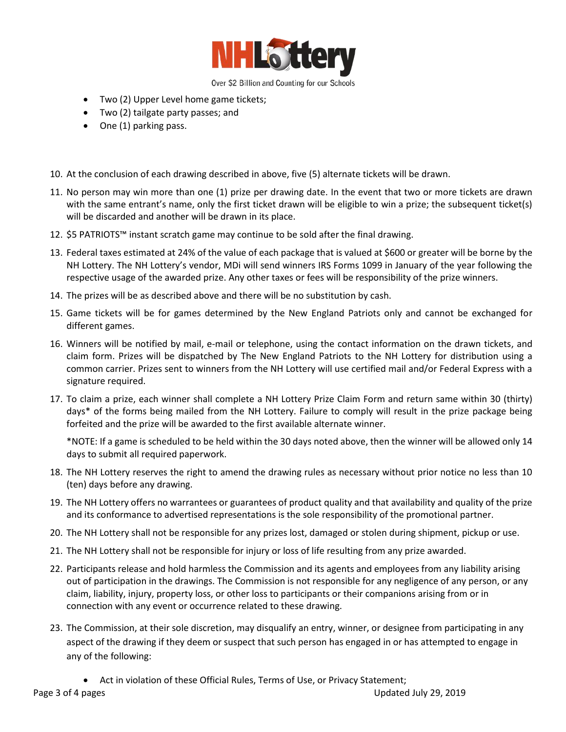- Two (2) Upper Level home game tickets;
- Two (2) tailgate party passes; and
- One (1) parking pass.

10. At the conclusion of each drawing described in above, five (5) alternate tickets will be drawn.
11. No person may win more than one (1) prize per drawing date. In the event that two or more tickets are drawn with the same entrant's name, only the first ticket drawn will be eligible to win a prize; the subsequent ticket(s) will be discarded and another will be drawn in its place.
12. $5 PATRIOTS™ instant scratch game may continue to be sold after the final drawing.
13. Federal taxes estimated at 24% of the value of each package that is valued at $600 or greater will be borne by the NH Lottery. The NH Lottery's vendor, MDi will send winners IRS Forms 1099 in January of the year following the respective usage of the awarded prize. Any other taxes or fees will be responsibility of the prize winners.
14. The prizes will be as described above and there will be no substitution by cash.
15. Game tickets will be for games determined by the New England Patriots only and cannot be exchanged for different games.
16. Winners will be notified by mail, e-mail or telephone, using the contact information on the drawn tickets, and claim form. Prizes will be dispatched by The New England Patriots to the NH Lottery for distribution using a common carrier. Prizes sent to winners from the NH Lottery will use certified mail and/or Federal Express with a signature required.
17. To claim a prize, each winner shall complete a NH Lottery Prize Claim Form and return same within 30 (thirty) days* of the forms being mailed from the NH Lottery. Failure to comply will result in the prize package being forfeited and the prize will be awarded to the first available alternate winner.

    *NOTE: If a game is scheduled to be held within the 30 days noted above, then the winner will be allowed only 14 days to submit all required paperwork.
18. The NH Lottery reserves the right to amend the drawing rules as necessary without prior notice no less than 10 (ten) days before any drawing.
19. The NH Lottery offers no warrantees or guarantees of product quality and that availability and quality of the prize and its conformance to advertised representations is the sole responsibility of the promotional partner.
20. The NH Lottery shall not be responsible for any prizes lost, damaged or stolen during shipment, pickup or use.
21. The NH Lottery shall not be responsible for injury or loss of life resulting from any prize awarded.
22. Participants release and hold harmless the Commission and its agents and employees from any liability arising out of participation in the drawings. The Commission is not responsible for any negligence of any person, or any claim, liability, injury, property loss, or other loss to participants or their companions arising from or in connection with any event or occurrence related to these drawing.
23. The Commission, at their sole discretion, may disqualify an entry, winner, or designee from participating in any aspect of the drawing if they deem or suspect that such person has engaged in or has attempted to engage in any of the following:

    - Act in violation of these Official Rules, Terms of Use, or Privacy Statement;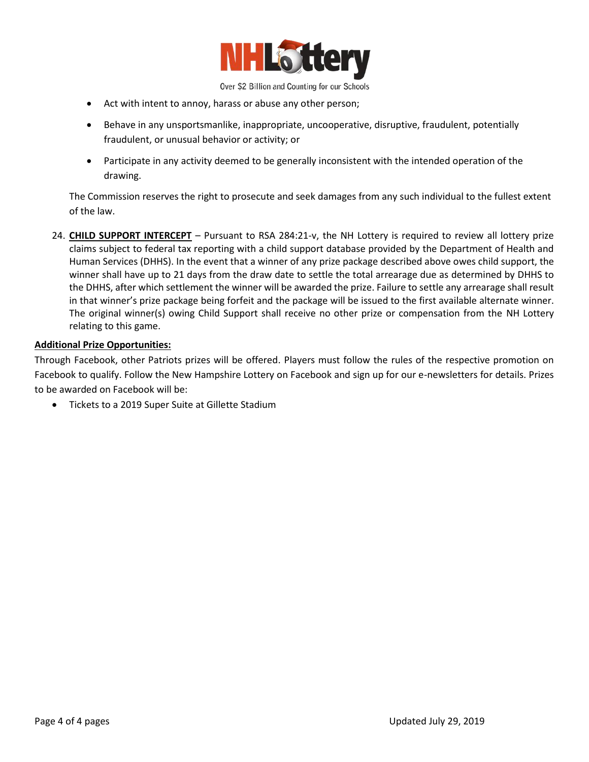- Act with intent to annoy, harass or abuse any other person;
- Behave in any unsportsmanlike, inappropriate, uncooperative, disruptive, fraudulent, potentially fraudulent, or unusual behavior or activity; or
- Participate in any activity deemed to be generally inconsistent with the intended operation of the drawing.

The Commission reserves the right to prosecute and seek damages from any such individual to the fullest extent of the law.

24. **CHILD SUPPORT INTERCEPT** – Pursuant to RSA 284:21-v, the NH Lottery is required to review all lottery prize claims subject to federal tax reporting with a child support database provided by the Department of Health and Human Services (DHHS). In the event that a winner of any prize package described above owes child support, the winner shall have up to 21 days from the draw date to settle the total arrearage due as determined by DHHS to the DHHS, after which settlement the winner will be awarded the prize. Failure to settle any arrearage shall result in that winner's prize package being forfeit and the package will be issued to the first available alternate winner. The original winner(s) owing Child Support shall receive no other prize or compensation from the NH Lottery relating to this game.

**Additional Prize Opportunities:**

Through Facebook, other Patriots prizes will be offered. Players must follow the rules of the respective promotion on Facebook to qualify. Follow the New Hampshire Lottery on Facebook and sign up for our e-newsletters for details. Prizes to be awarded on Facebook will be:

- Tickets to a 2019 Super Suite at Gillette Stadium